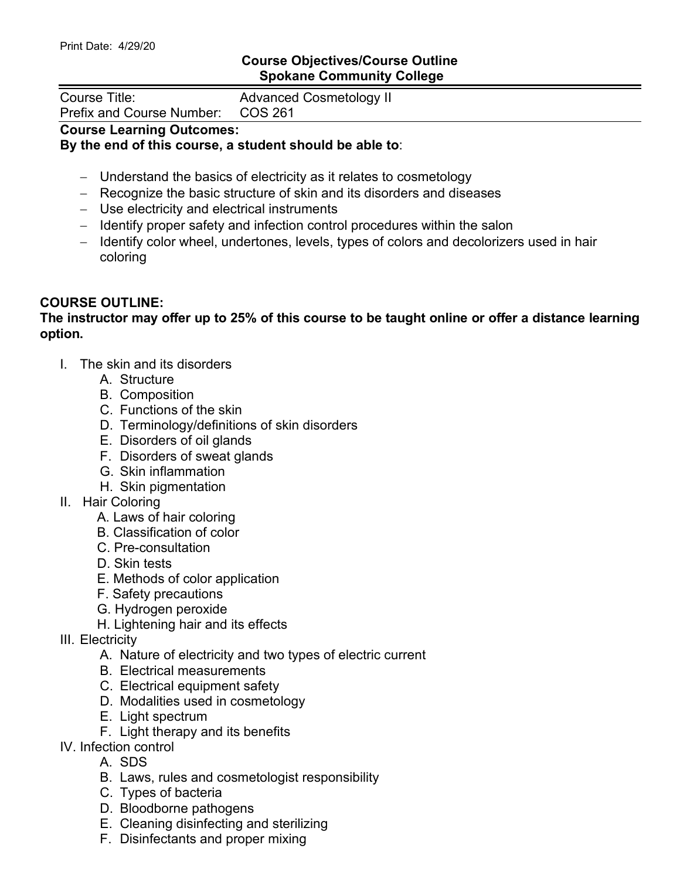Print Date: 4/29/20

**Course Objectives/Course Outline**
**Spokane Community College**

| Course Title: | Advanced Cosmetology II |
|---|---|
| Prefix and Course Number: | COS 261 |

**Course Learning Outcomes:**
**By the end of this course, a student should be able to**:

- Understand the basics of electricity as it relates to cosmetology
- Recognize the basic structure of skin and its disorders and diseases
- Use electricity and electrical instruments
- Identify proper safety and infection control procedures within the salon
- Identify color wheel, undertones, levels, types of colors and decolorizers used in hair coloring

**COURSE OUTLINE:**
**The instructor may offer up to 25% of this course to be taught online or offer a distance learning option.**

I. The skin and its disorders
   A. Structure
   B. Composition
   C. Functions of the skin
   D. Terminology/definitions of skin disorders
   E. Disorders of oil glands
   F. Disorders of sweat glands
   G. Skin inflammation
   H. Skin pigmentation

II. Hair Coloring
   A. Laws of hair coloring
   B. Classification of color
   C. Pre-consultation
   D. Skin tests
   E. Methods of color application
   F. Safety precautions
   G. Hydrogen peroxide
   H. Lightening hair and its effects

III. Electricity
   A. Nature of electricity and two types of electric current
   B. Electrical measurements
   C. Electrical equipment safety
   D. Modalities used in cosmetology
   E. Light spectrum
   F. Light therapy and its benefits

IV. Infection control
   A. SDS
   B. Laws, rules and cosmetologist responsibility
   C. Types of bacteria
   D. Bloodborne pathogens
   E. Cleaning disinfecting and sterilizing
   F. Disinfectants and proper mixing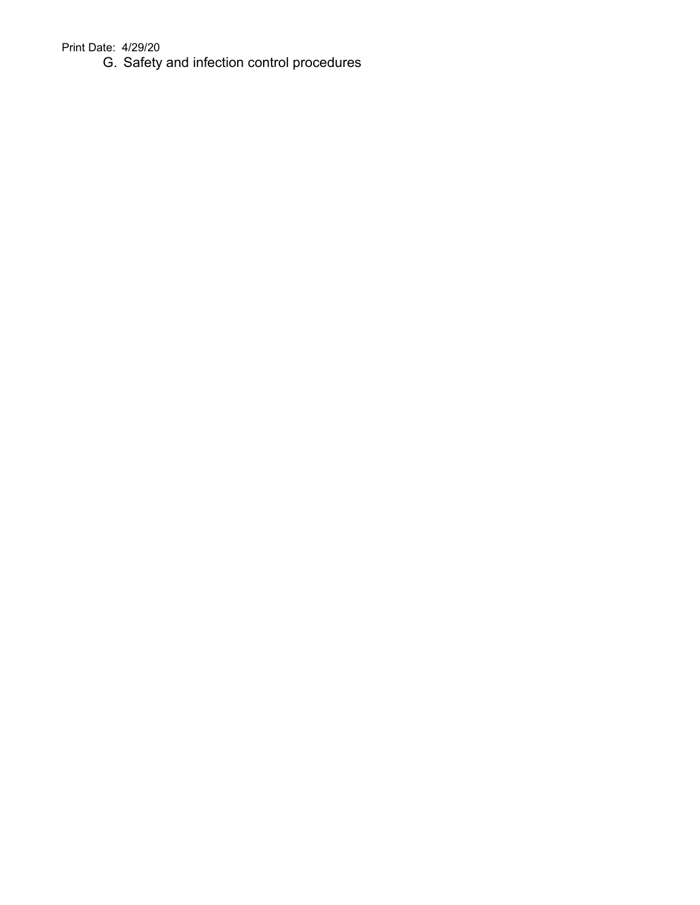G. Safety and infection control procedures